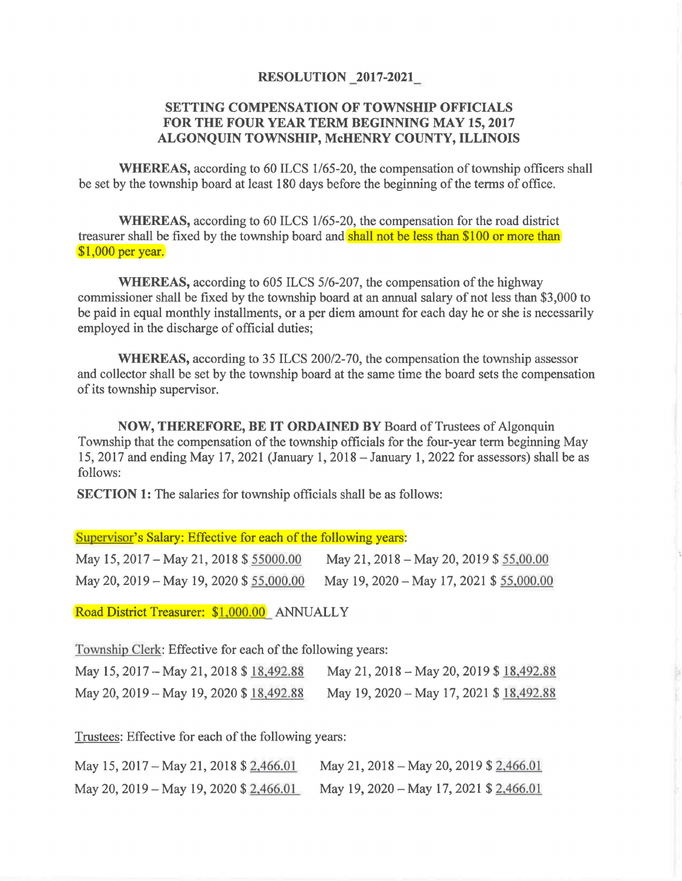# RESOLUTION _2017-2021_

## SETTING COMPENSATION OF TOWNSHIP OFFICIALS FOR THE FOUR YEAR TERM BEGINNING MAY 15, 2017 ALGONQUIN TOWNSHIP, McHENRY COUNTY, ILLINOIS

**WHEREAS,** according to 60 ILCS 1/65-20, the compensation of township officers shall be set by the township board at least 180 days before the beginning of the terms of office.

**WHEREAS,** according to 60 ILCS 1/65-20, the compensation for the road district treasurer shall be fixed by the township board and shall not be less than $100 or more than $1,000 per year.

**WHEREAS,** according to 605 ILCS 5/6-207, the compensation of the highway commissioner shall be fixed by the township board at an annual salary of not less than $3,000 to be paid in equal monthly installments, or a per diem amount for each day he or she is necessarily employed in the discharge of official duties;

**WHEREAS,** according to 35 ILCS 200/2-70, the compensation the township assessor and collector shall be set by the township board at the same time the board sets the compensation of its township supervisor.

**NOW, THEREFORE, BE IT ORDAINED BY** Board of Trustees of Algonquin Township that the compensation of the township officials for the four-year term beginning May 15, 2017 and ending May 17, 2021 (January 1, 2018 – January 1, 2022 for assessors) shall be as follows:

**SECTION 1:** The salaries for township officials shall be as follows:

Supervisor's Salary: Effective for each of the following years:

May 15, 2017 – May 21, 2018 $ 55000.00     May 21, 2018 – May 20, 2019 $ 55,00.00

May 20, 2019 – May 19, 2020 $ 55,000.00     May 19, 2020 – May 17, 2021 $ 55,000.00

Road District Treasurer: $1,000.00 ANNUALLY

Township Clerk: Effective for each of the following years:

May 15, 2017 – May 21, 2018 $ 18,492.88     May 21, 2018 – May 20, 2019 $ 18,492.88

May 20, 2019 – May 19, 2020 $ 18,492.88     May 19, 2020 – May 17, 2021 $ 18,492.88

Trustees: Effective for each of the following years:

May 15, 2017 – May 21, 2018 $ 2,466.01     May 21, 2018 – May 20, 2019 $ 2,466.01

May 20, 2019 – May 19, 2020 $ 2,466.01     May 19, 2020 – May 17, 2021 $ 2,466.01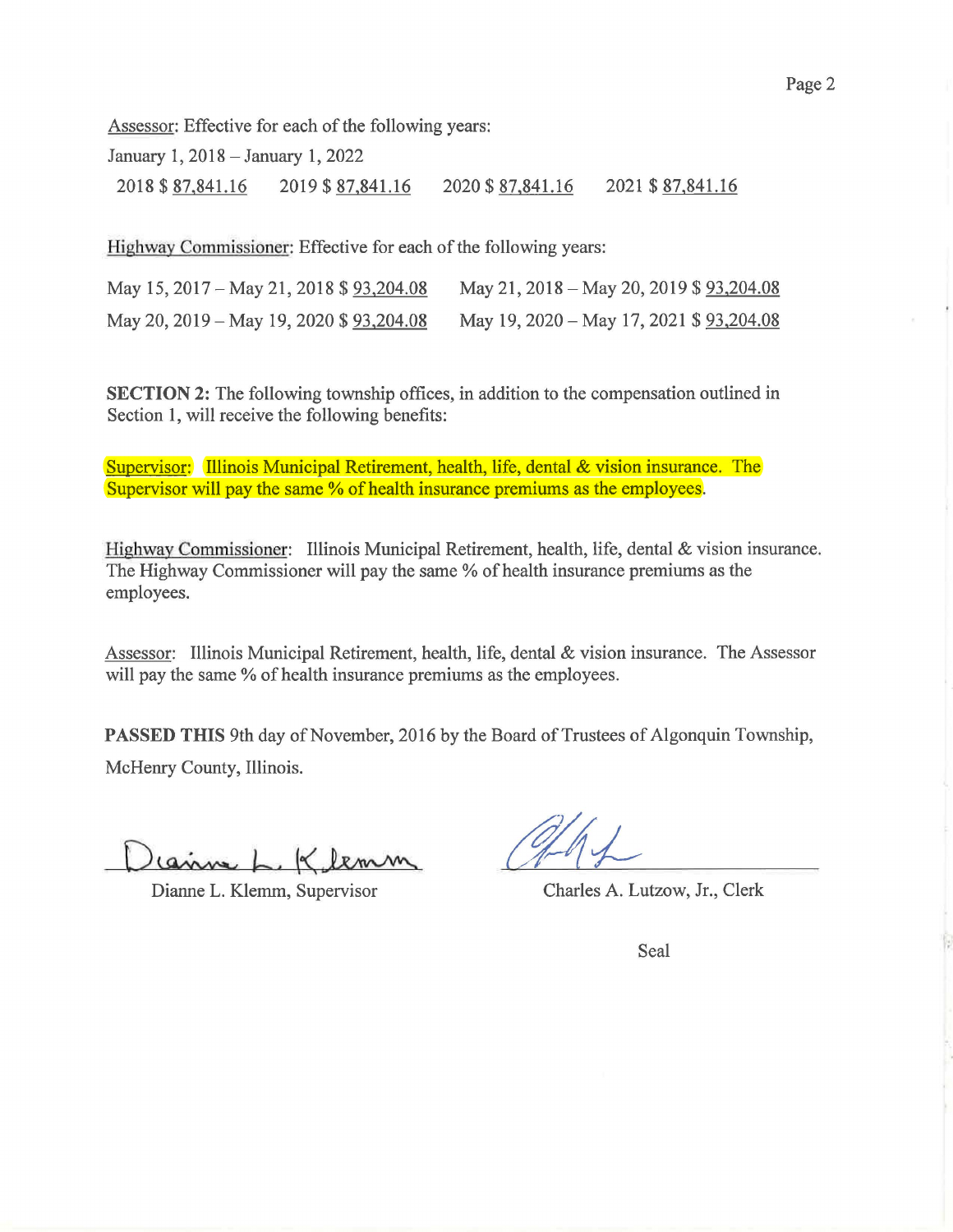Assessor: Effective for each of the following years:

January 1, 2018 – January 1, 2022

2018 $ 87,841.16 2019 $ 87,841.16 2020 $ 87,841.16 2021 $ 87,841.16

Highway Commissioner: Effective for each of the following years:

May 15, 2017 – May 21, 2018 $ 93,204.08 May 21, 2018 – May 20, 2019 $ 93,204.08

May 20, 2019 – May 19, 2020 $ 93,204.08 May 19, 2020 – May 17, 2021 $ 93,204.08

**SECTION 2:** The following township offices, in addition to the compensation outlined in Section 1, will receive the following benefits:

Supervisor: Illinois Municipal Retirement, health, life, dental & vision insurance. The Supervisor will pay the same % of health insurance premiums as the employees.

Highway Commissioner: Illinois Municipal Retirement, health, life, dental & vision insurance. The Highway Commissioner will pay the same % of health insurance premiums as the employees.

Assessor: Illinois Municipal Retirement, health, life, dental & vision insurance. The Assessor will pay the same % of health insurance premiums as the employees.

**PASSED THIS** 9th day of November, 2016 by the Board of Trustees of Algonquin Township, McHenry County, Illinois.

Dianne L. Klemm, Supervisor

Charles A. Lutzow, Jr., Clerk

Seal